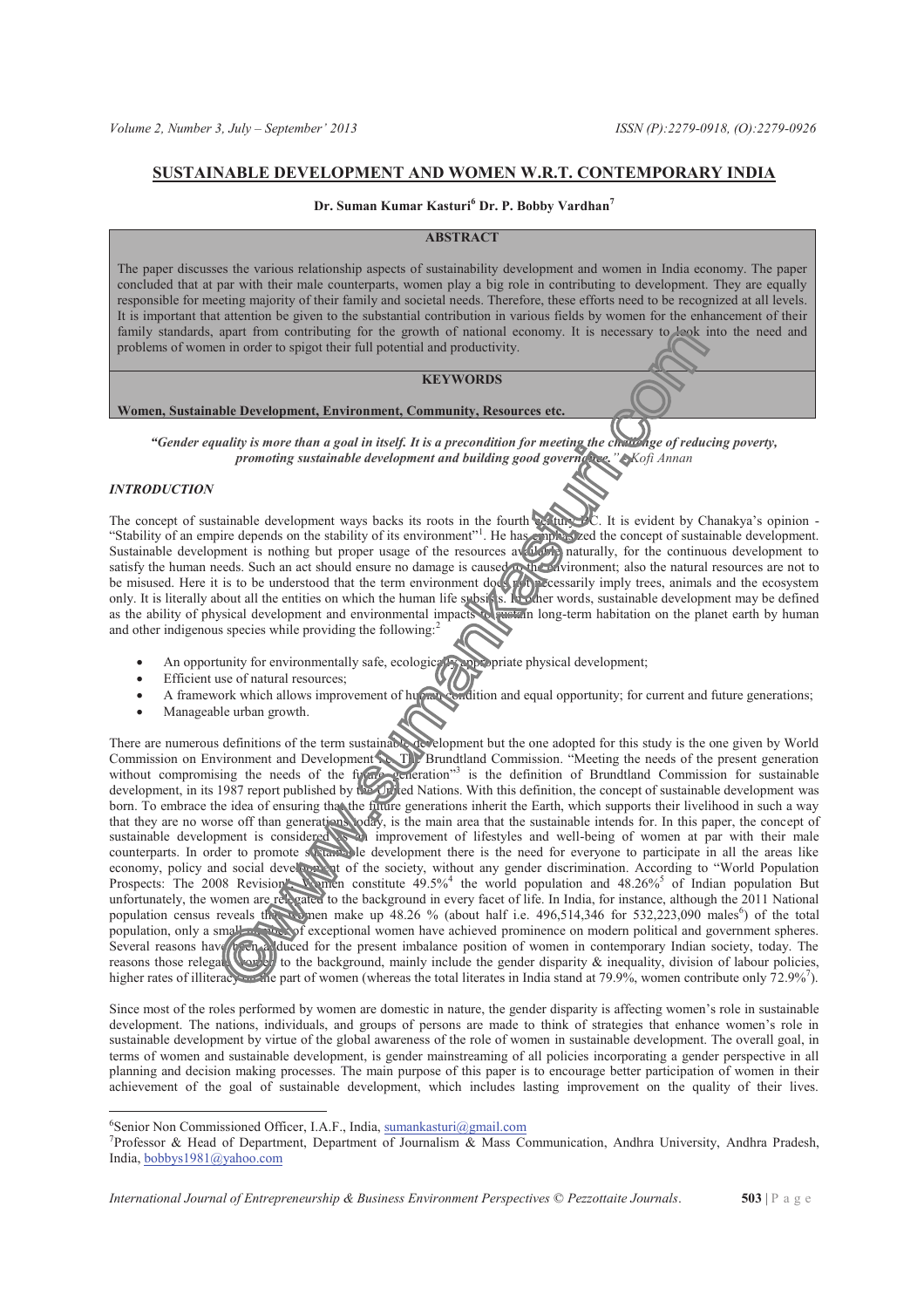# SUSTAINABLE DEVELOPMENT AND WOMEN W.R.T. CONTEMPORARY INDIA

**Dr. Suman Kumar Kasturi[6] Dr. P. Bobby Vardhan[7]**

## ABSTRACT

The paper discusses the various relationship aspects of sustainability development and women in India economy. The paper concluded that at par with their male counterparts, women play a big role in contributing to development. They are equally responsible for meeting majority of their family and societal needs. Therefore, these efforts need to be recognized at all levels. It is important that attention be given to the substantial contribution in various fields by women for the enhancement of their family standards, apart from contributing for the growth of national economy. It is necessary to look into the need and problems of women in order to spigot their full potential and productivity.

## KEYWORDS

**Women, Sustainable Development, Environment, Community, Resources etc.**

***"Gender equality is more than a goal in itself. It is a precondition for meeting the challenge of reducing poverty, promoting sustainable development and building good governance."*** *– Kofi Annan*

## *INTRODUCTION*

The concept of sustainable development ways backs its roots in the fourth century BC. It is evident by Chanakya's opinion - "Stability of an empire depends on the stability of its environment"[1]. He has emphasized the concept of sustainable development. Sustainable development is nothing but proper usage of the resources available naturally, for the continuous development to satisfy the human needs. Such an act should ensure no damage is caused to the environment; also the natural resources are not to be misused. Here it is to be understood that the term environment does not necessarily imply trees, animals and the ecosystem only. It is literally about all the entities on which the human life subsists. In other words, sustainable development may be defined as the ability of physical development and environmental impacts to sustain long-term habitation on the planet earth by human and other indigenous species while providing the following:[2]

- An opportunity for environmentally safe, ecologically appropriate physical development;
- Efficient use of natural resources;
- A framework which allows improvement of human condition and equal opportunity; for current and future generations;
- Manageable urban growth.

There are numerous definitions of the term sustainable development but the one adopted for this study is the one given by World Commission on Environment and Development i.e. The Brundtland Commission. "Meeting the needs of the present generation without compromising the needs of the future generation"[3] is the definition of Brundtland Commission for sustainable development, in its 1987 report published by the United Nations. With this definition, the concept of sustainable development was born. To embrace the idea of ensuring that the future generations inherit the Earth, which supports their livelihood in such a way that they are no worse off than generations today, is the main area that the sustainable intends for. In this paper, the concept of sustainable development is considered as an improvement of lifestyles and well-being of women at par with their male counterparts. In order to promote sustainable development there is the need for everyone to participate in all the areas like economy, policy and social development of the society, without any gender discrimination. According to "World Population Prospects: The 2008 Revision", Women constitute 49.5%[4] the world population and 48.26%[5] of Indian population But unfortunately, the women are relegated to the background in every facet of life. In India, for instance, although the 2011 National population census reveals that women make up 48.26 % (about half i.e. 496,514,346 for 532,223,090 males[6]) of the total population, only a small number of exceptional women have achieved prominence on modern political and government spheres. Several reasons have been adduced for the present imbalance position of women in contemporary Indian society, today. The reasons those relegate women to the background, mainly include the gender disparity & inequality, division of labour policies, higher rates of illiteracy on the part of women (whereas the total literates in India stand at 79.9%, women contribute only 72.9%[7]).

Since most of the roles performed by women are domestic in nature, the gender disparity is affecting women's role in sustainable development. The nations, individuals, and groups of persons are made to think of strategies that enhance women's role in sustainable development by virtue of the global awareness of the role of women in sustainable development. The overall goal, in terms of women and sustainable development, is gender mainstreaming of all policies incorporating a gender perspective in all planning and decision making processes. The main purpose of this paper is to encourage better participation of women in their achievement of the goal of sustainable development, which includes lasting improvement on the quality of their lives.

---

[6]Senior Non Commissioned Officer, I.A.F., India, sumankasturi@gmail.com

[7]Professor & Head of Department, Department of Journalism & Mass Communication, Andhra University, Andhra Pradesh, India, bobbys1981@yahoo.com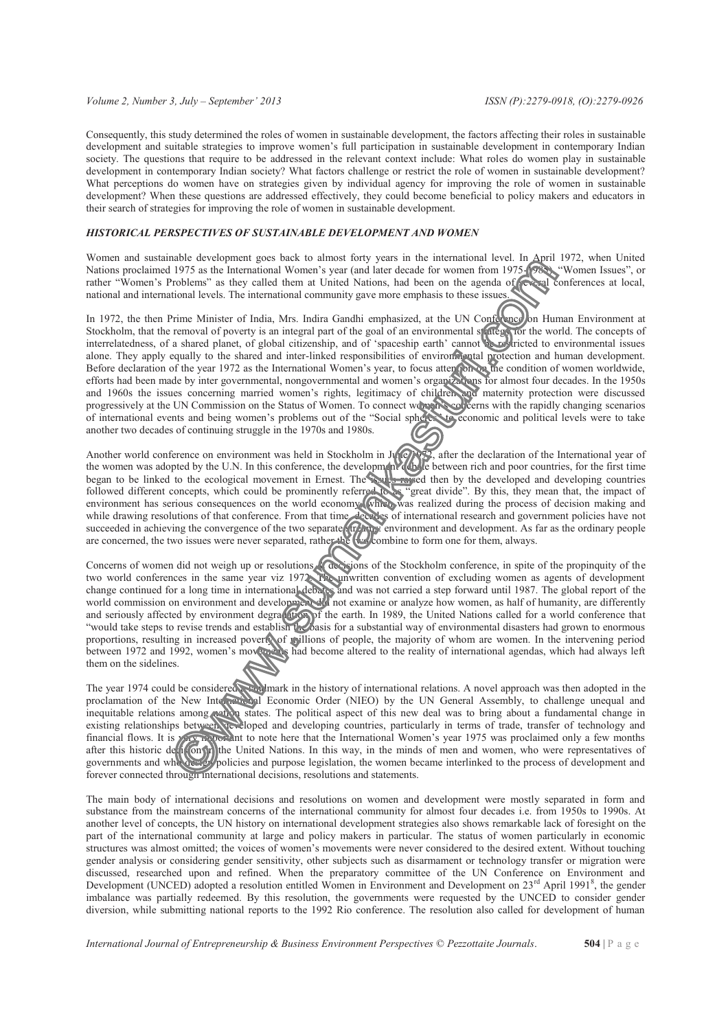Consequently, this study determined the roles of women in sustainable development, the factors affecting their roles in sustainable development and suitable strategies to improve women's full participation in sustainable development in contemporary Indian society. The questions that require to be addressed in the relevant context include: What roles do women play in sustainable development in contemporary Indian society? What factors challenge or restrict the role of women in sustainable development? What perceptions do women have on strategies given by individual agency for improving the role of women in sustainable development? When these questions are addressed effectively, they could become beneficial to policy makers and educators in their search of strategies for improving the role of women in sustainable development.

***HISTORICAL PERSPECTIVES OF SUSTAINABLE DEVELOPMENT AND WOMEN***

Women and sustainable development goes back to almost forty years in the international level. In April 1972, when United Nations proclaimed 1975 as the International Women's year (and later decade for women from 1975-1985), "Women Issues", or rather "Women's Problems" as they called them at United Nations, had been on the agenda of several conferences at local, national and international levels. The international community gave more emphasis to these issues.

In 1972, the then Prime Minister of India, Mrs. Indira Gandhi emphasized, at the UN Conference on Human Environment at Stockholm, that the removal of poverty is an integral part of the goal of an environmental strategy for the world. The concepts of interrelatedness, of a shared planet, of global citizenship, and of 'spaceship earth' cannot be restricted to environmental issues alone. They apply equally to the shared and inter-linked responsibilities of environmental protection and human development. Before declaration of the year 1972 as the International Women's year, to focus attention on the condition of women worldwide, efforts had been made by inter governmental, nongovernmental and women's organizations for almost four decades. In the 1950s and 1960s the issues concerning married women's rights, legitimacy of children and maternity protection were discussed progressively at the UN Commission on the Status of Women. To connect women's concerns with the rapidly changing scenarios of international events and being women's problems out of the "Social sphere" to economic and political levels were to take another two decades of continuing struggle in the 1970s and 1980s.

Another world conference on environment was held in Stockholm in June 1972, after the declaration of the International year of the women was adopted by the U.N. In this conference, the development debate between rich and poor countries, for the first time began to be linked to the ecological movement in Ernest. The issues raised then by the developed and developing countries followed different concepts, which could be prominently referred to as "great divide". By this, they mean that, the impact of environment has serious consequences on the world economy, which was realized during the process of decision making and while drawing resolutions of that conference. From that time, decades of international research and government policies have not succeeded in achieving the convergence of the two separate streams: environment and development. As far as the ordinary people are concerned, the two issues were never separated, rather the two combine to form one for them, always.

Concerns of women did not weigh up or resolutions or decisions of the Stockholm conference, in spite of the propinquity of the two world conferences in the same year viz 1972. The unwritten convention of excluding women as agents of development change continued for a long time in international debates and was not carried a step forward until 1987. The global report of the world commission on environment and development did not examine or analyze how women, as half of humanity, are differently and seriously affected by environment degradation of the earth. In 1989, the United Nations called for a world conference that "would take steps to revise trends and establish the basis for a substantial way of environmental disasters had grown to enormous proportions, resulting in increased poverty of millions of people, the majority of whom are women. In the intervening period between 1972 and 1992, women's movements had become altered to the reality of international agendas, which had always left them on the sidelines.

The year 1974 could be considered a landmark in the history of international relations. A novel approach was then adopted in the proclamation of the New International Economic Order (NIEO) by the UN General Assembly, to challenge unequal and inequitable relations among nation states. The political aspect of this new deal was to bring about a fundamental change in existing relationships between developed and developing countries, particularly in terms of trade, transfer of technology and financial flows. It is very important to note here that the International Women's year 1975 was proclaimed only a few months after this historic decision of the United Nations. In this way, in the minds of men and women, who were representatives of governments and who design policies and purpose legislation, the women became interlinked to the process of development and forever connected through international decisions, resolutions and statements.

The main body of international decisions and resolutions on women and development were mostly separated in form and substance from the mainstream concerns of the international community for almost four decades i.e. from 1950s to 1990s. At another level of concepts, the UN history on international development strategies also shows remarkable lack of foresight on the part of the international community at large and policy makers in particular. The status of women particularly in economic structures was almost omitted; the voices of women's movements were never considered to the desired extent. Without touching gender analysis or considering gender sensitivity, other subjects such as disarmament or technology transfer or migration were discussed, researched upon and refined. When the preparatory committee of the UN Conference on Environment and Development (UNCED) adopted a resolution entitled Women in Environment and Development on 23rd April 1991[8], the gender imbalance was partially redeemed. By this resolution, the governments were requested by the UNCED to consider gender diversion, while submitting national reports to the 1992 Rio conference. The resolution also called for development of human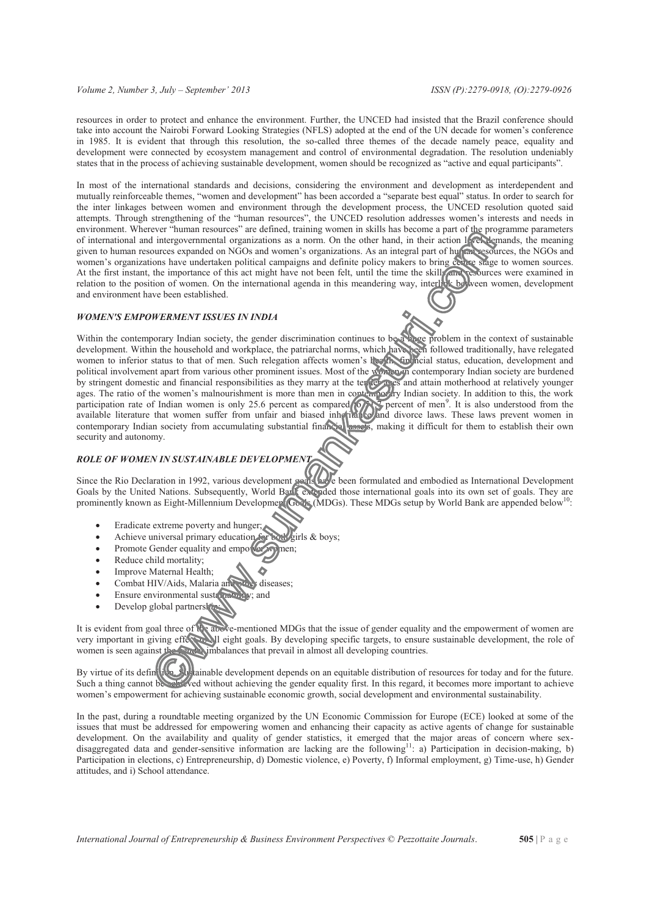resources in order to protect and enhance the environment. Further, the UNCED had insisted that the Brazil conference should take into account the Nairobi Forward Looking Strategies (NFLS) adopted at the end of the UN decade for women's conference in 1985. It is evident that through this resolution, the so-called three themes of the decade namely peace, equality and development were connected by ecosystem management and control of environmental degradation. The resolution undeniably states that in the process of achieving sustainable development, women should be recognized as "active and equal participants".

In most of the international standards and decisions, considering the environment and development as interdependent and mutually reinforceable themes, "women and development" has been accorded a "separate best equal" status. In order to search for the inter linkages between women and environment through the development process, the UNCED resolution quoted said attempts. Through strengthening of the "human resources", the UNCED resolution addresses women's interests and needs in environment. Wherever "human resources" are defined, training women in skills has become a part of the programme parameters of international and intergovernmental organizations as a norm. On the other hand, in their action level demands, the meaning given to human resources expanded on NGOs and women's organizations. As an integral part of human resources, the NGOs and women's organizations have undertaken political campaigns and definite policy makers to bring centre stage to women sources. At the first instant, the importance of this act might have not been felt, until the time the skills and resources were examined in relation to the position of women. On the international agenda in this meandering way, interlink between women, development and environment have been established.

### *WOMEN'S EMPOWERMENT ISSUES IN INDIA*

Within the contemporary Indian society, the gender discrimination continues to be a huge problem in the context of sustainable development. Within the household and workplace, the patriarchal norms, which have been followed traditionally, have relegated women to inferior status to that of men. Such relegation affects women's health, financial status, education, development and political involvement apart from various other prominent issues. Most of the women in contemporary Indian society are burdened by stringent domestic and financial responsibilities as they marry at the tender ages and attain motherhood at relatively younger ages. The ratio of the women's malnourishment is more than men in contemporary Indian society. In addition to this, the work participation rate of Indian women is only 25.6 percent as compared to 51.7 percent of men[9]. It is also understood from the available literature that women suffer from unfair and biased inheritance and divorce laws. These laws prevent women in contemporary Indian society from accumulating substantial financial assets, making it difficult for them to establish their own security and autonomy.

### *ROLE OF WOMEN IN SUSTAINABLE DEVELOPMENT*

Since the Rio Declaration in 1992, various development goals have been formulated and embodied as International Development Goals by the United Nations. Subsequently, World Bank extended those international goals into its own set of goals. They are prominently known as Eight-Millennium Development Goals (MDGs). These MDGs setup by World Bank are appended below[10]:

- Eradicate extreme poverty and hunger;
- Achieve universal primary education for both girls & boys;
- Promote Gender equality and empower women;
- Reduce child mortality;
- Improve Maternal Health;
- Combat HIV/Aids, Malaria and other diseases;
- Ensure environmental sustainability; and
- Develop global partnership;

It is evident from goal three of the above-mentioned MDGs that the issue of gender equality and the empowerment of women are very important in giving effect to all eight goals. By developing specific targets, to ensure sustainable development, the role of women is seen against the gender imbalances that prevail in almost all developing countries.

By virtue of its definition, sustainable development depends on an equitable distribution of resources for today and for the future. Such a thing cannot be achieved without achieving the gender equality first. In this regard, it becomes more important to achieve women's empowerment for achieving sustainable economic growth, social development and environmental sustainability.

In the past, during a roundtable meeting organized by the UN Economic Commission for Europe (ECE) looked at some of the issues that must be addressed for empowering women and enhancing their capacity as active agents of change for sustainable development. On the availability and quality of gender statistics, it emerged that the major areas of concern where sex-disaggregated data and gender-sensitive information are lacking are the following[11]: a) Participation in decision-making, b) Participation in elections, c) Entrepreneurship, d) Domestic violence, e) Poverty, f) Informal employment, g) Time-use, h) Gender attitudes, and i) School attendance.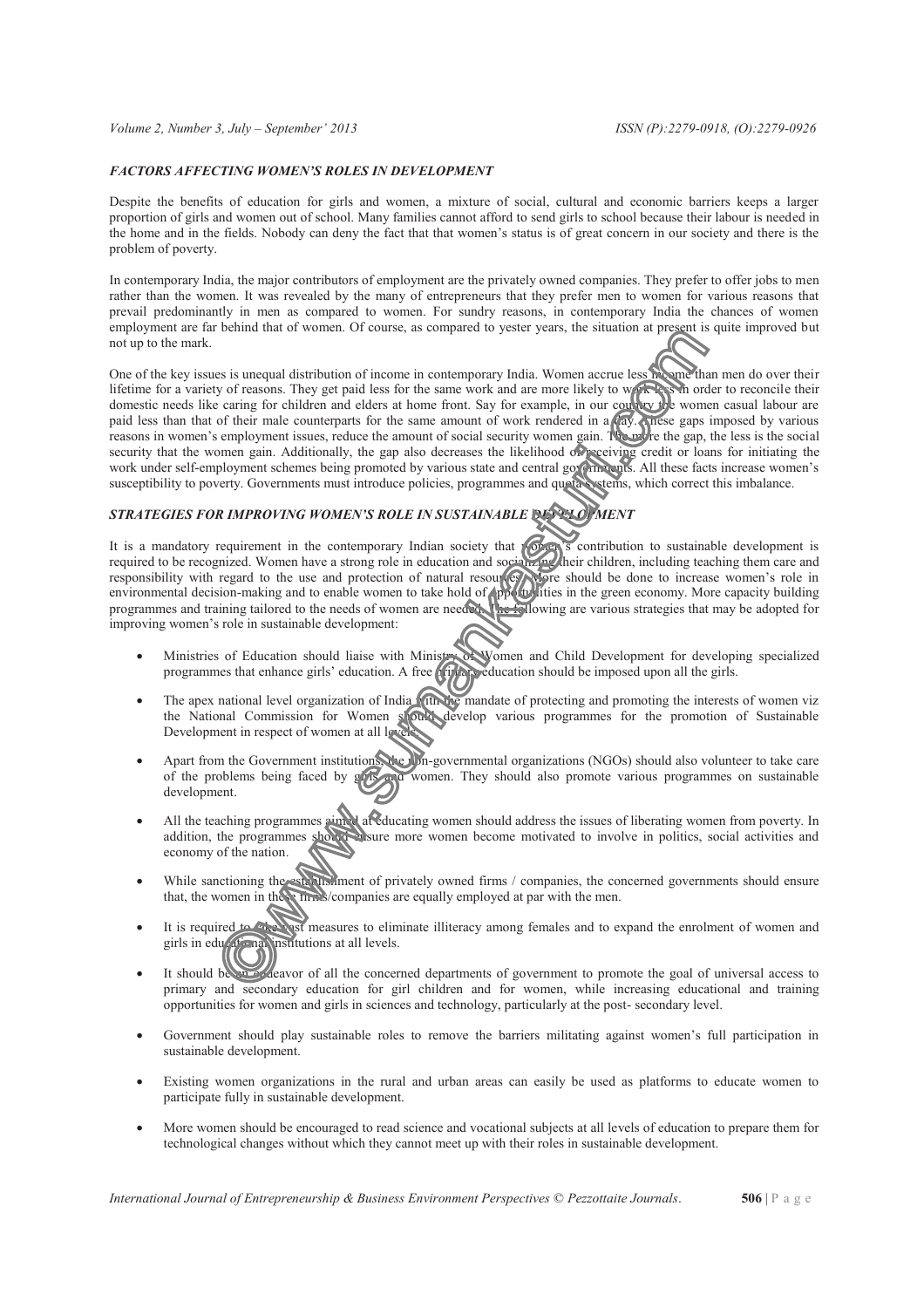### *FACTORS AFFECTING WOMEN'S ROLES IN DEVELOPMENT*

Despite the benefits of education for girls and women, a mixture of social, cultural and economic barriers keeps a larger proportion of girls and women out of school. Many families cannot afford to send girls to school because their labour is needed in the home and in the fields. Nobody can deny the fact that that women's status is of great concern in our society and there is the problem of poverty.

In contemporary India, the major contributors of employment are the privately owned companies. They prefer to offer jobs to men rather than the women. It was revealed by the many of entrepreneurs that they prefer men to women for various reasons that prevail predominantly in men as compared to women. For sundry reasons, in contemporary India the chances of women employment are far behind that of women. Of course, as compared to yester years, the situation at present is quite improved but not up to the mark.

One of the key issues is unequal distribution of income in contemporary India. Women accrue less income than men do over their lifetime for a variety of reasons. They get paid less for the same work and are more likely to work less in order to reconcile their domestic needs like caring for children and elders at home front. Say for example, in our country the women casual labour are paid less than that of their male counterparts for the same amount of work rendered in a day. These gaps imposed by various reasons in women's employment issues, reduce the amount of social security women gain. The more the gap, the less is the social security that the women gain. Additionally, the gap also decreases the likelihood of receiving credit or loans for initiating the work under self-employment schemes being promoted by various state and central governments. All these facts increase women's susceptibility to poverty. Governments must introduce policies, programmes and quota systems, which correct this imbalance.

### *STRATEGIES FOR IMPROVING WOMEN'S ROLE IN SUSTAINABLE DEVELOPMENT*

It is a mandatory requirement in the contemporary Indian society that women's contribution to sustainable development is required to be recognized. Women have a strong role in education and socializing their children, including teaching them care and responsibility with regard to the use and protection of natural resources. More should be done to increase women's role in environmental decision-making and to enable women to take hold of opportunities in the green economy. More capacity building programmes and training tailored to the needs of women are needed. The following are various strategies that may be adopted for improving women's role in sustainable development:

- Ministries of Education should liaise with Ministry of Women and Child Development for developing specialized programmes that enhance girls' education. A free primary education should be imposed upon all the girls.
- The apex national level organization of India with the mandate of protecting and promoting the interests of women viz the National Commission for Women should develop various programmes for the promotion of Sustainable Development in respect of women at all levels.
- Apart from the Government institutions, the non-governmental organizations (NGOs) should also volunteer to take care of the problems being faced by girls and women. They should also promote various programmes on sustainable development.
- All the teaching programmes aimed at educating women should address the issues of liberating women from poverty. In addition, the programmes should ensure more women become motivated to involve in politics, social activities and economy of the nation.
- While sanctioning the establishment of privately owned firms / companies, the concerned governments should ensure that, the women in these firms/companies are equally employed at par with the men.
- It is required to take vast measures to eliminate illiteracy among females and to expand the enrolment of women and girls in educational institutions at all levels.
- It should be an endeavor of all the concerned departments of government to promote the goal of universal access to primary and secondary education for girl children and for women, while increasing educational and training opportunities for women and girls in sciences and technology, particularly at the post- secondary level.
- Government should play sustainable roles to remove the barriers militating against women's full participation in sustainable development.
- Existing women organizations in the rural and urban areas can easily be used as platforms to educate women to participate fully in sustainable development.
- More women should be encouraged to read science and vocational subjects at all levels of education to prepare them for technological changes without which they cannot meet up with their roles in sustainable development.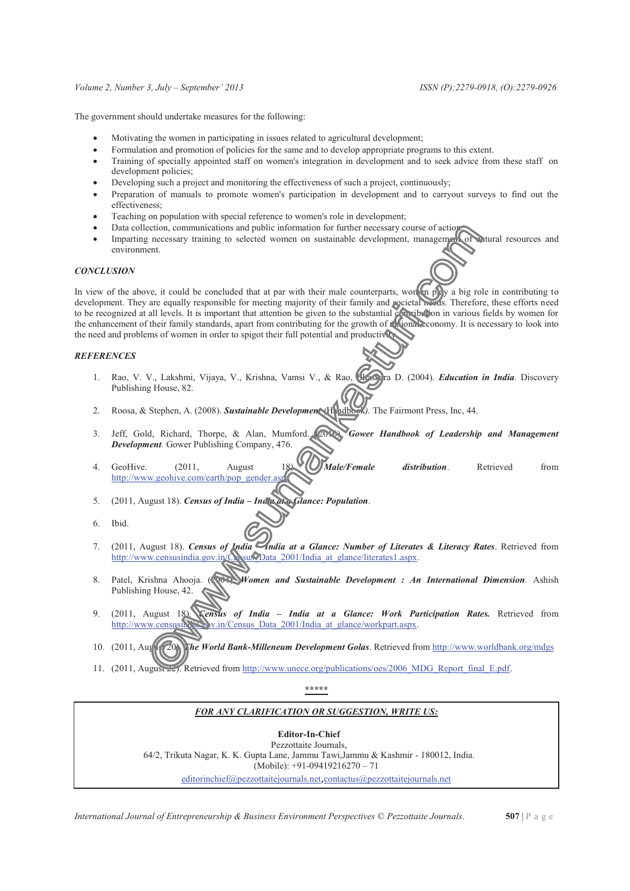The government should undertake measures for the following:

- Motivating the women in participating in issues related to agricultural development;
- Formulation and promotion of policies for the same and to develop appropriate programs to this extent.
- Training of specially appointed staff on women's integration in development and to seek advice from these staff on development policies;
- Developing such a project and monitoring the effectiveness of such a project, continuously;
- Preparation of manuals to promote women's participation in development and to carryout surveys to find out the effectiveness;
- Teaching on population with special reference to women's role in development;
- Data collection, communications and public information for further necessary course of action;
- Imparting necessary training to selected women on sustainable development, management of natural resources and environment.

### *CONCLUSION*

In view of the above, it could be concluded that at par with their male counterparts, women play a big role in contributing to development. They are equally responsible for meeting majority of their family and societal needs. Therefore, these efforts need to be recognized at all levels. It is important that attention be given to the substantial contribution in various fields by women for the enhancement of their family standards, apart from contributing for the growth of national economy. It is necessary to look into the need and problems of women in order to spigot their full potential and productivity.

### *REFERENCES*

1. Rao, V. V., Lakshmi, Vijaya, V., Krishna, Vamsi V., & Rao, Bhaskara D. (2004). ***Education in India***. Discovery Publishing House, 82.

2. Roosa, & Stephen, A. (2008). ***Sustainable Development*** *(Handbook)*. The Fairmont Press, Inc, 44.

3. Jeff, Gold, Richard, Thorpe, & Alan, Mumford. (2010). ***Gower Handbook of Leadership and Management Development***. Gower Publishing Company, 476.

4. GeoHive. (2011, August 18). ***Male/Female distribution***. Retrieved from http://www.geohive.com/earth/pop_gender.aspx.

5. (2011, August 18). ***Census of India – India at a Glance: Population***.

6. Ibid.

7. (2011, August 18). ***Census of India – India at a Glance: Number of Literates & Literacy Rates***. Retrieved from http://www.censusindia.gov.in/Census_Data_2001/India_at_glance/literates1.aspx.

8. Patel, Krishna Ahooja. (2007). ***Women and Sustainable Development : An International Dimension***. Ashish Publishing House, 42.

9. (2011, August 18). ***Census of India – India at a Glance: Work Participation Rates.*** Retrieved from http://www.censusindia.gov.in/Census_Data_2001/India_at_glance/workpart.aspx.

10. (2011, August 20). ***The World Bank-Milleneum Development Golas***. Retrieved from http://www.worldbank.org/mdgs

11. (2011, August 22). Retrieved from http://www.unece.org/publications/oes/2006_MDG_Report_final_E.pdf.

*****

*FOR ANY CLARIFICATION OR SUGGESTION, WRITE US:*

**Editor-In-Chief**
Pezzottaite Journals,
64/2, Trikuta Nagar, K. K. Gupta Lane, Jammu Tawi,Jammu & Kashmir - 180012, India.
(Mobile): +91-09419216270 – 71
editorinchief@pezzottaitejournals.net,contactus@pezzottaitejournals.net